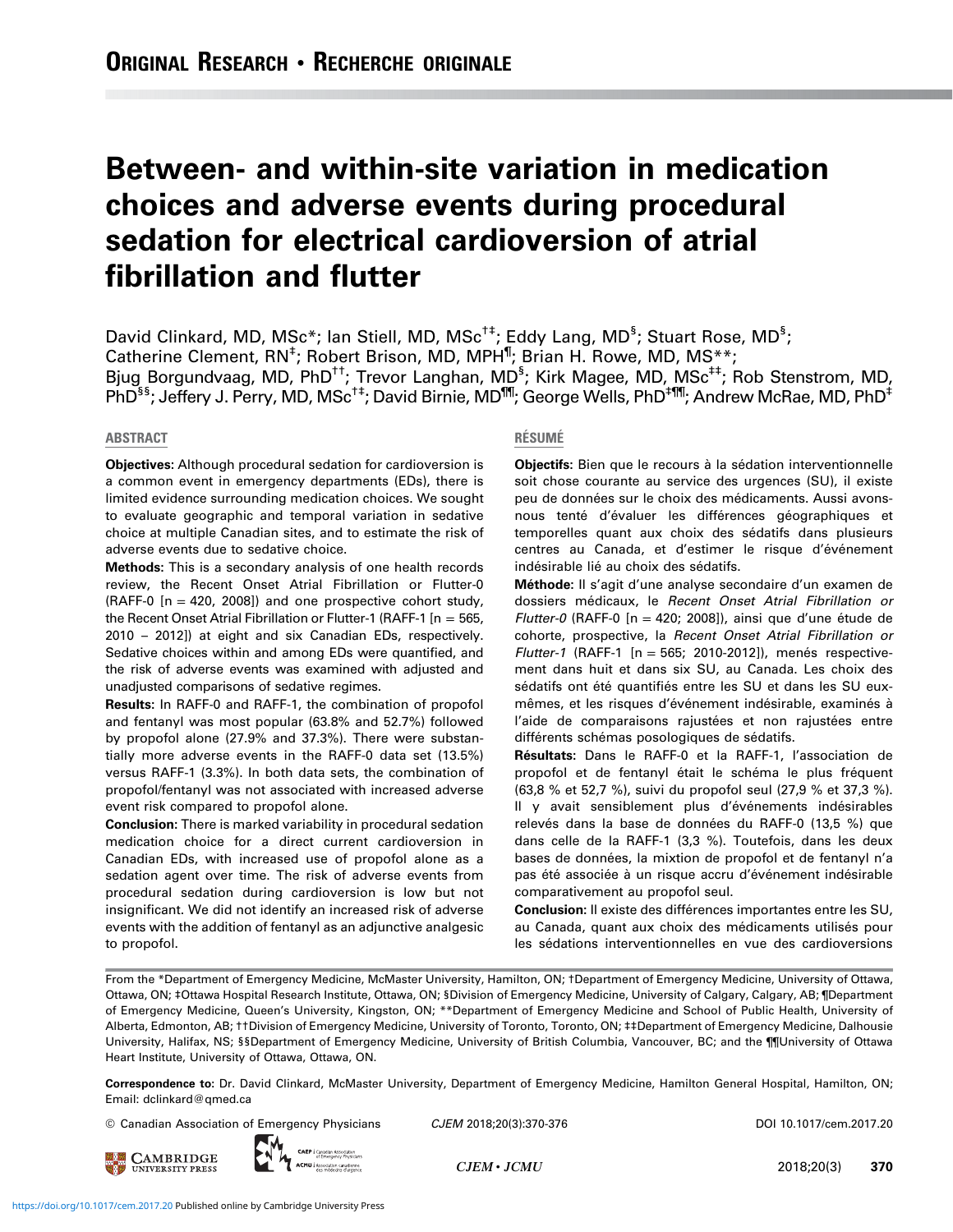# Between- and within-site variation in medication choices and adverse events during procedural sedation for electrical cardioversion of atrial fibrillation and flutter

David Clinkard, MD, MSc*; Ian Stiell, MD, MSc[†‡]; Eddy Lang, MD[§]; Stuart Rose, MD[§]; Catherine Clement, RN[‡]; Robert Brison, MD, MPH[¶]; Brian H. Rowe, MD, MS**; Bjug Borgundvaag, MD, PhD[††]; Trevor Langhan, MD[§]; Kirk Magee, MD, MSc[‡‡]; Rob Stenstrom, MD, PhD[§§]; Jeffery J. Perry, MD, MSc[†‡]; David Birnie, MD[¶¶]; George Wells, PhD[‡¶¶]; Andrew McRae, MD, PhD[‡]

## ABSTRACT

**Objectives:** Although procedural sedation for cardioversion is a common event in emergency departments (EDs), there is limited evidence surrounding medication choices. We sought to evaluate geographic and temporal variation in sedative choice at multiple Canadian sites, and to estimate the risk of adverse events due to sedative choice.

**Methods:** This is a secondary analysis of one health records review, the Recent Onset Atrial Fibrillation or Flutter-0 (RAFF-0 [n = 420, 2008]) and one prospective cohort study, the Recent Onset Atrial Fibrillation or Flutter-1 (RAFF-1 [n = 565, 2010 – 2012]) at eight and six Canadian EDs, respectively. Sedative choices within and among EDs were quantified, and the risk of adverse events was examined with adjusted and unadjusted comparisons of sedative regimes.

**Results:** In RAFF-0 and RAFF-1, the combination of propofol and fentanyl was most popular (63.8% and 52.7%) followed by propofol alone (27.9% and 37.3%). There were substantially more adverse events in the RAFF-0 data set (13.5%) versus RAFF-1 (3.3%). In both data sets, the combination of propofol/fentanyl was not associated with increased adverse event risk compared to propofol alone.

**Conclusion:** There is marked variability in procedural sedation medication choice for a direct current cardioversion in Canadian EDs, with increased use of propofol alone as a sedation agent over time. The risk of adverse events from procedural sedation during cardioversion is low but not insignificant. We did not identify an increased risk of adverse events with the addition of fentanyl as an adjunctive analgesic to propofol.

## RÉSUMÉ

**Objectifs:** Bien que le recours à la sédation interventionnelle soit chose courante au service des urgences (SU), il existe peu de données sur le choix des médicaments. Aussi avons-nous tenté d'évaluer les différences géographiques et temporelles quant aux choix des sédatifs dans plusieurs centres au Canada, et d'estimer le risque d'événement indésirable lié au choix des sédatifs.

**Méthode:** Il s'agit d'une analyse secondaire d'un examen de dossiers médicaux, le *Recent Onset Atrial Fibrillation or Flutter-0* (RAFF-0 [n = 420; 2008]), ainsi que d'une étude de cohorte, prospective, la *Recent Onset Atrial Fibrillation or Flutter-1* (RAFF-1 [n = 565; 2010-2012]), menés respectivement dans huit et dans six SU, au Canada. Les choix des sédatifs ont été quantifiés entre les SU et dans les SU eux-mêmes, et les risques d'événement indésirable, examinés à l'aide de comparaisons rajustées et non rajustées entre différents schémas posologiques de sédatifs.

**Résultats:** Dans le RAFF-0 et la RAFF-1, l'association de propofol et de fentanyl était le schéma le plus fréquent (63,8 % et 52,7 %), suivi du propofol seul (27,9 % et 37,3 %). Il y avait sensiblement plus d'événements indésirables relevés dans la base de données du RAFF-0 (13,5 %) que dans celle de la RAFF-1 (3,3 %). Toutefois, dans les deux bases de données, la mixtion de propofol et de fentanyl n'a pas été associée à un risque accru d'événement indésirable comparativement au propofol seul.

**Conclusion:** Il existe des différences importantes entre les SU, au Canada, quant aux choix des médicaments utilisés pour les sédations interventionnelles en vue des cardioversions

From the *Department of Emergency Medicine, McMaster University, Hamilton, ON; †Department of Emergency Medicine, University of Ottawa, Ottawa, ON; ‡Ottawa Hospital Research Institute, Ottawa, ON; §Division of Emergency Medicine, University of Calgary, Calgary, AB; ¶Department of Emergency Medicine, Queen's University, Kingston, ON; **Department of Emergency Medicine and School of Public Health, University of Alberta, Edmonton, AB; ††Division of Emergency Medicine, University of Toronto, Toronto, ON; ‡‡Department of Emergency Medicine, Dalhousie University, Halifax, NS; §§Department of Emergency Medicine, University of British Columbia, Vancouver, BC; and the ¶¶University of Ottawa Heart Institute, University of Ottawa, Ottawa, ON.

**Correspondence to:** Dr. David Clinkard, McMaster University, Department of Emergency Medicine, Hamilton General Hospital, Hamilton, ON; Email: dclinkard@qmed.ca

© Canadian Association of Emergency Physicians CJEM 2018;20(3):370-376 DOI 10.1017/cem.2017.20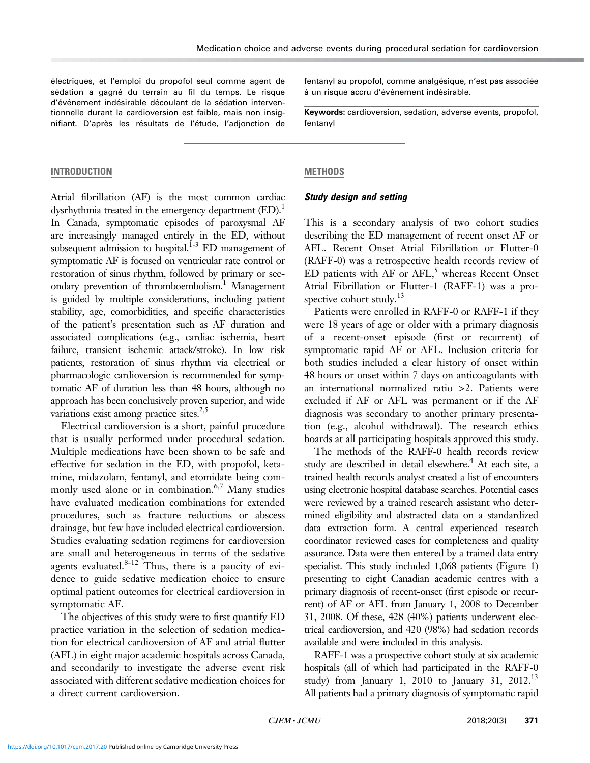électriques, et l'emploi du propofol seul comme agent de sédation a gagné du terrain au fil du temps. Le risque d'événement indésirable découlant de la sédation interventionnelle durant la cardioversion est faible, mais non insignifiant. D'après les résultats de l'étude, l'adjonction de fentanyl au propofol, comme analgésique, n'est pas associée à un risque accru d'événement indésirable.

**Keywords:** cardioversion, sedation, adverse events, propofol, fentanyl

## INTRODUCTION

Atrial fibrillation (AF) is the most common cardiac dysrhythmia treated in the emergency department (ED).[1] In Canada, symptomatic episodes of paroxysmal AF are increasingly managed entirely in the ED, without subsequent admission to hospital.[1-3] ED management of symptomatic AF is focused on ventricular rate control or restoration of sinus rhythm, followed by primary or secondary prevention of thromboembolism.[1] Management is guided by multiple considerations, including patient stability, age, comorbidities, and specific characteristics of the patient's presentation such as AF duration and associated complications (e.g., cardiac ischemia, heart failure, transient ischemic attack/stroke). In low risk patients, restoration of sinus rhythm via electrical or pharmacologic cardioversion is recommended for symptomatic AF of duration less than 48 hours, although no approach has been conclusively proven superior, and wide variations exist among practice sites.[2,5]

Electrical cardioversion is a short, painful procedure that is usually performed under procedural sedation. Multiple medications have been shown to be safe and effective for sedation in the ED, with propofol, ketamine, midazolam, fentanyl, and etomidate being commonly used alone or in combination.[6,7] Many studies have evaluated medication combinations for extended procedures, such as fracture reductions or abscess drainage, but few have included electrical cardioversion. Studies evaluating sedation regimens for cardioversion are small and heterogeneous in terms of the sedative agents evaluated.[8-12] Thus, there is a paucity of evidence to guide sedative medication choice to ensure optimal patient outcomes for electrical cardioversion in symptomatic AF.

The objectives of this study were to first quantify ED practice variation in the selection of sedation medication for electrical cardioversion of AF and atrial flutter (AFL) in eight major academic hospitals across Canada, and secondarily to investigate the adverse event risk associated with different sedative medication choices for a direct current cardioversion.

## METHODS

### *Study design and setting*

This is a secondary analysis of two cohort studies describing the ED management of recent onset AF or AFL. Recent Onset Atrial Fibrillation or Flutter-0 (RAFF-0) was a retrospective health records review of ED patients with AF or AFL,[5] whereas Recent Onset Atrial Fibrillation or Flutter-1 (RAFF-1) was a prospective cohort study.[13]

Patients were enrolled in RAFF-0 or RAFF-1 if they were 18 years of age or older with a primary diagnosis of a recent-onset episode (first or recurrent) of symptomatic rapid AF or AFL. Inclusion criteria for both studies included a clear history of onset within 48 hours or onset within 7 days on anticoagulants with an international normalized ratio >2. Patients were excluded if AF or AFL was permanent or if the AF diagnosis was secondary to another primary presentation (e.g., alcohol withdrawal). The research ethics boards at all participating hospitals approved this study.

The methods of the RAFF-0 health records review study are described in detail elsewhere.[4] At each site, a trained health records analyst created a list of encounters using electronic hospital database searches. Potential cases were reviewed by a trained research assistant who determined eligibility and abstracted data on a standardized data extraction form. A central experienced research coordinator reviewed cases for completeness and quality assurance. Data were then entered by a trained data entry specialist. This study included 1,068 patients (Figure 1) presenting to eight Canadian academic centres with a primary diagnosis of recent-onset (first episode or recurrent) of AF or AFL from January 1, 2008 to December 31, 2008. Of these, 428 (40%) patients underwent electrical cardioversion, and 420 (98%) had sedation records available and were included in this analysis.

RAFF-1 was a prospective cohort study at six academic hospitals (all of which had participated in the RAFF-0 study) from January 1, 2010 to January 31, 2012.[13] All patients had a primary diagnosis of symptomatic rapid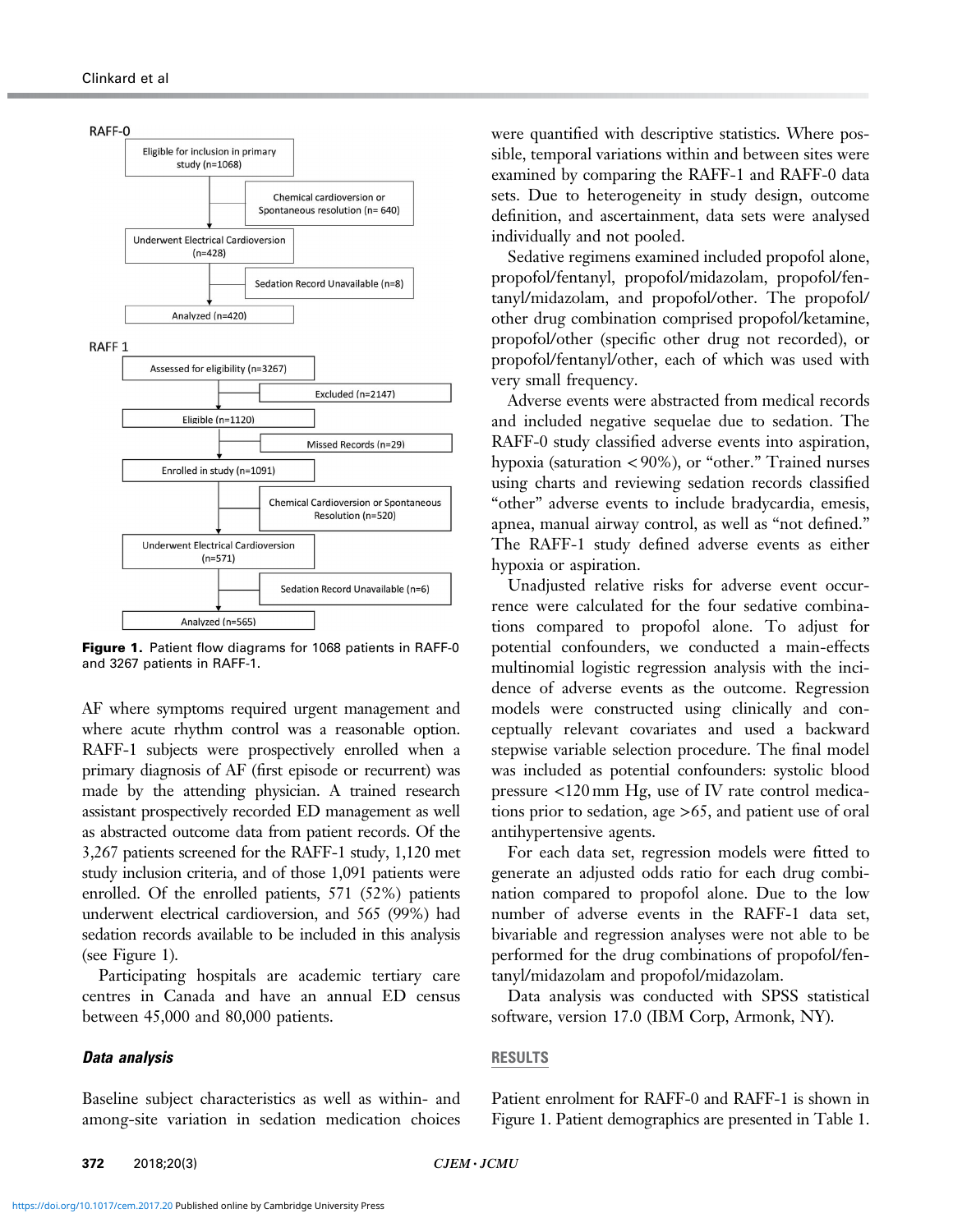RAFF-0

Eligible for inclusion in primary study (n=1068)

Chemical cardioversion or Spontaneous resolution (n= 640)

Underwent Electrical Cardioversion (n=428)

Sedation Record Unavailable (n=8)

Analyzed (n=420)

RAFF 1

Assessed for eligibility (n=3267)

Excluded (n=2147)

Eligible (n=1120)

Missed Records (n=29)

Enrolled in study (n=1091)

Chemical Cardioversion or Spontaneous Resolution (n=520)

Underwent Electrical Cardioversion (n=571)

Sedation Record Unavailable (n=6)

Analyzed (n=565)

**Figure 1.** Patient flow diagrams for 1068 patients in RAFF-0 and 3267 patients in RAFF-1.

AF where symptoms required urgent management and where acute rhythm control was a reasonable option. RAFF-1 subjects were prospectively enrolled when a primary diagnosis of AF (first episode or recurrent) was made by the attending physician. A trained research assistant prospectively recorded ED management as well as abstracted outcome data from patient records. Of the 3,267 patients screened for the RAFF-1 study, 1,120 met study inclusion criteria, and of those 1,091 patients were enrolled. Of the enrolled patients, 571 (52%) patients underwent electrical cardioversion, and 565 (99%) had sedation records available to be included in this analysis (see Figure 1).

Participating hospitals are academic tertiary care centres in Canada and have an annual ED census between 45,000 and 80,000 patients.

### *Data analysis*

Baseline subject characteristics as well as within- and among-site variation in sedation medication choices were quantified with descriptive statistics. Where possible, temporal variations within and between sites were examined by comparing the RAFF-1 and RAFF-0 data sets. Due to heterogeneity in study design, outcome definition, and ascertainment, data sets were analysed individually and not pooled.

Sedative regimens examined included propofol alone, propofol/fentanyl, propofol/midazolam, propofol/fentanyl/midazolam, and propofol/other. The propofol/other drug combination comprised propofol/ketamine, propofol/other (specific other drug not recorded), or propofol/fentanyl/other, each of which was used with very small frequency.

Adverse events were abstracted from medical records and included negative sequelae due to sedation. The RAFF-0 study classified adverse events into aspiration, hypoxia (saturation < 90%), or "other." Trained nurses using charts and reviewing sedation records classified "other" adverse events to include bradycardia, emesis, apnea, manual airway control, as well as "not defined." The RAFF-1 study defined adverse events as either hypoxia or aspiration.

Unadjusted relative risks for adverse event occurrence were calculated for the four sedative combinations compared to propofol alone. To adjust for potential confounders, we conducted a main-effects multinomial logistic regression analysis with the incidence of adverse events as the outcome. Regression models were constructed using clinically and conceptually relevant covariates and used a backward stepwise variable selection procedure. The final model was included as potential confounders: systolic blood pressure <120 mm Hg, use of IV rate control medications prior to sedation, age >65, and patient use of oral antihypertensive agents.

For each data set, regression models were fitted to generate an adjusted odds ratio for each drug combination compared to propofol alone. Due to the low number of adverse events in the RAFF-1 data set, bivariable and regression analyses were not able to be performed for the drug combinations of propofol/fentanyl/midazolam and propofol/midazolam.

Data analysis was conducted with SPSS statistical software, version 17.0 (IBM Corp, Armonk, NY).

## RESULTS

Patient enrolment for RAFF-0 and RAFF-1 is shown in Figure 1. Patient demographics are presented in Table 1.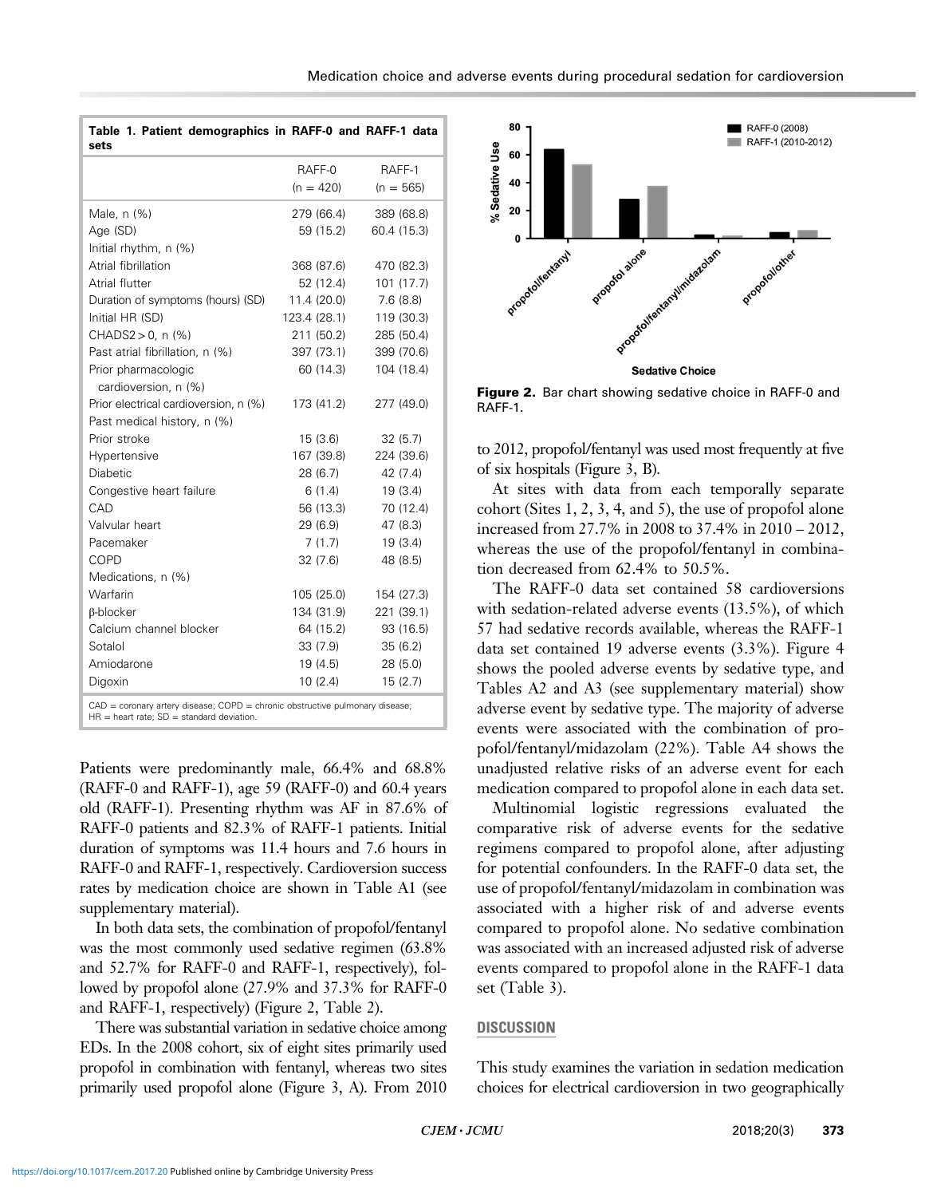**Table 1. Patient demographics in RAFF-0 and RAFF-1 data sets**

| | RAFF-0 (n = 420) | RAFF-1 (n = 565) |
|---|---|---|
| Male, n (%) | 279 (66.4) | 389 (68.8) |
| Age (SD) | 59 (15.2) | 60.4 (15.3) |
| Initial rhythm, n (%) | | |
| Atrial fibrillation | 368 (87.6) | 470 (82.3) |
| Atrial flutter | 52 (12.4) | 101 (17.7) |
| Duration of symptoms (hours) (SD) | 11.4 (20.0) | 7.6 (8.8) |
| Initial HR (SD) | 123.4 (28.1) | 119 (30.3) |
| CHADS2 > 0, n (%) | 211 (50.2) | 285 (50.4) |
| Past atrial fibrillation, n (%) | 397 (73.1) | 399 (70.6) |
| Prior pharmacologic cardioversion, n (%) | 60 (14.3) | 104 (18.4) |
| Prior electrical cardioversion, n (%) | 173 (41.2) | 277 (49.0) |
| Past medical history, n (%) | | |
| Prior stroke | 15 (3.6) | 32 (5.7) |
| Hypertensive | 167 (39.8) | 224 (39.6) |
| Diabetic | 28 (6.7) | 42 (7.4) |
| Congestive heart failure | 6 (1.4) | 19 (3.4) |
| CAD | 56 (13.3) | 70 (12.4) |
| Valvular heart | 29 (6.9) | 47 (8.3) |
| Pacemaker | 7 (1.7) | 19 (3.4) |
| COPD | 32 (7.6) | 48 (8.5) |
| Medications, n (%) | | |
| Warfarin | 105 (25.0) | 154 (27.3) |
| β-blocker | 134 (31.9) | 221 (39.1) |
| Calcium channel blocker | 64 (15.2) | 93 (16.5) |
| Sotalol | 33 (7.9) | 35 (6.2) |
| Amiodarone | 19 (4.5) | 28 (5.0) |
| Digoxin | 10 (2.4) | 15 (2.7) |

CAD = coronary artery disease; COPD = chronic obstructive pulmonary disease; HR = heart rate; SD = standard deviation.

Patients were predominantly male, 66.4% and 68.8% (RAFF-0 and RAFF-1), age 59 (RAFF-0) and 60.4 years old (RAFF-1). Presenting rhythm was AF in 87.6% of RAFF-0 patients and 82.3% of RAFF-1 patients. Initial duration of symptoms was 11.4 hours and 7.6 hours in RAFF-0 and RAFF-1, respectively. Cardioversion success rates by medication choice are shown in Table A1 (see supplementary material).

In both data sets, the combination of propofol/fentanyl was the most commonly used sedative regimen (63.8% and 52.7% for RAFF-0 and RAFF-1, respectively), followed by propofol alone (27.9% and 37.3% for RAFF-0 and RAFF-1, respectively) (Figure 2, Table 2).

There was substantial variation in sedative choice among EDs. In the 2008 cohort, six of eight sites primarily used propofol in combination with fentanyl, whereas two sites primarily used propofol alone (Figure 3, A). From 2010 to 2012, propofol/fentanyl was used most frequently at five of six hospitals (Figure 3, B).

**Figure 2.** Bar chart showing sedative choice in RAFF-0 and RAFF-1.

At sites with data from each temporally separate cohort (Sites 1, 2, 3, 4, and 5), the use of propofol alone increased from 27.7% in 2008 to 37.4% in 2010 – 2012, whereas the use of the propofol/fentanyl in combination decreased from 62.4% to 50.5%.

The RAFF-0 data set contained 58 cardioversions with sedation-related adverse events (13.5%), of which 57 had sedative records available, whereas the RAFF-1 data set contained 19 adverse events (3.3%). Figure 4 shows the pooled adverse events by sedative type, and Tables A2 and A3 (see supplementary material) show adverse event by sedative type. The majority of adverse events were associated with the combination of propofol/fentanyl/midazolam (22%). Table A4 shows the unadjusted relative risks of an adverse event for each medication compared to propofol alone in each data set.

Multinomial logistic regressions evaluated the comparative risk of adverse events for the sedative regimens compared to propofol alone, after adjusting for potential confounders. In the RAFF-0 data set, the use of propofol/fentanyl/midazolam in combination was associated with a higher risk of and adverse events compared to propofol alone. No sedative combination was associated with an increased adjusted risk of adverse events compared to propofol alone in the RAFF-1 data set (Table 3).

## DISCUSSION

This study examines the variation in sedation medication choices for electrical cardioversion in two geographically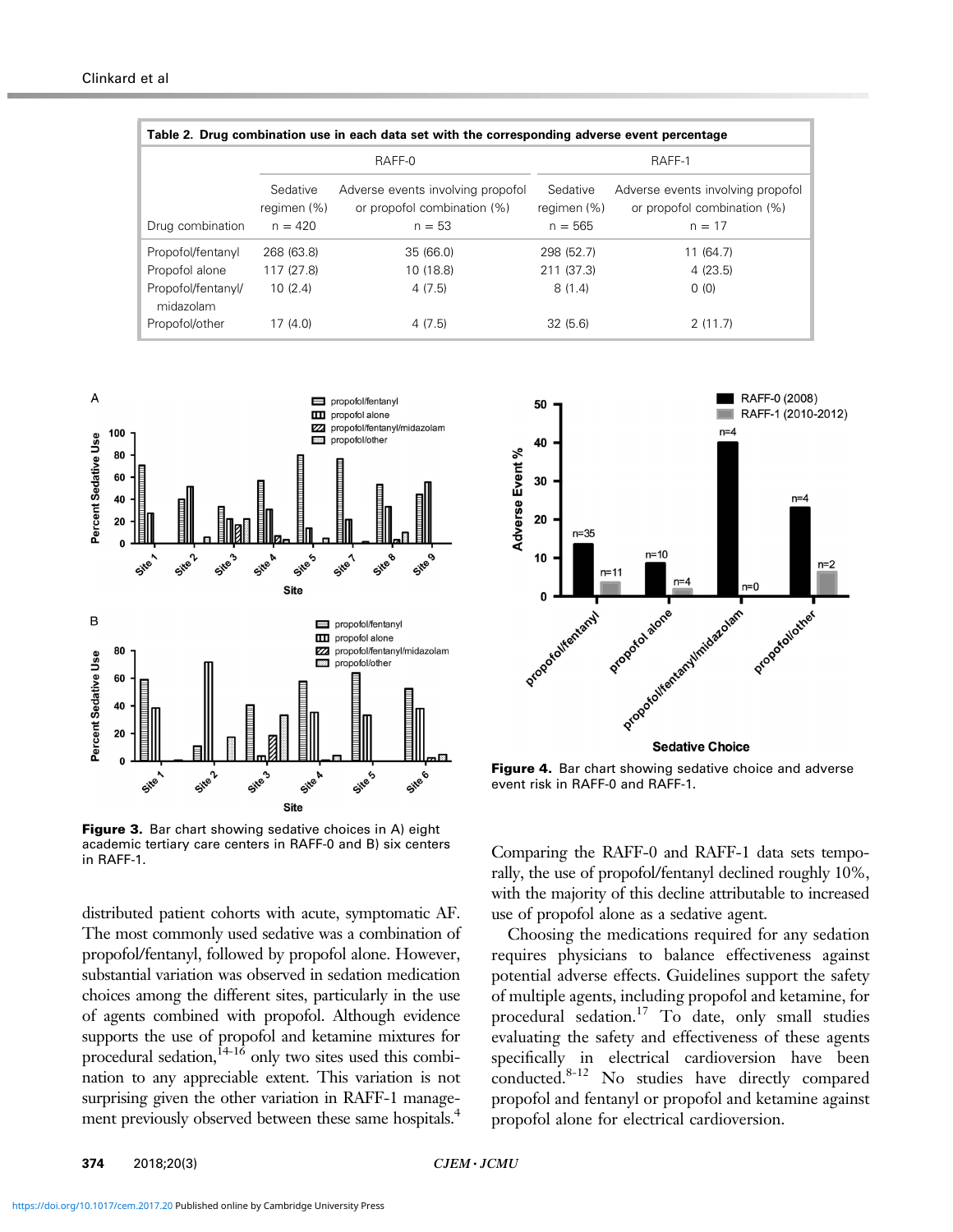**Table 2. Drug combination use in each data set with the corresponding adverse event percentage**

| | RAFF-0 | | RAFF-1 | |
|---|---|---|---|---|
| Drug combination | Sedative regimen (%) n = 420 | Adverse events involving propofol or propofol combination (%) n = 53 | Sedative regimen (%) n = 565 | Adverse events involving propofol or propofol combination (%) n = 17 |
| Propofol/fentanyl | 268 (63.8) | 35 (66.0) | 298 (52.7) | 11 (64.7) |
| Propofol alone | 117 (27.8) | 10 (18.8) | 211 (37.3) | 4 (23.5) |
| Propofol/fentanyl/midazolam | 10 (2.4) | 4 (7.5) | 8 (1.4) | 0 (0) |
| Propofol/other | 17 (4.0) | 4 (7.5) | 32 (5.6) | 2 (11.7) |

**Figure 3.** Bar chart showing sedative choices in A) eight academic tertiary care centers in RAFF-0 and B) six centers in RAFF-1.

**Figure 4.** Bar chart showing sedative choice and adverse event risk in RAFF-0 and RAFF-1.

distributed patient cohorts with acute, symptomatic AF. The most commonly used sedative was a combination of propofol/fentanyl, followed by propofol alone. However, substantial variation was observed in sedation medication choices among the different sites, particularly in the use of agents combined with propofol. Although evidence supports the use of propofol and ketamine mixtures for procedural sedation,[14-16] only two sites used this combination to any appreciable extent. This variation is not surprising given the other variation in RAFF-1 management previously observed between these same hospitals.[4]

Comparing the RAFF-0 and RAFF-1 data sets temporally, the use of propofol/fentanyl declined roughly 10%, with the majority of this decline attributable to increased use of propofol alone as a sedative agent.

Choosing the medications required for any sedation requires physicians to balance effectiveness against potential adverse effects. Guidelines support the safety of multiple agents, including propofol and ketamine, for procedural sedation.[17] To date, only small studies evaluating the safety and effectiveness of these agents specifically in electrical cardioversion have been conducted.[8-12] No studies have directly compared propofol and fentanyl or propofol and ketamine against propofol alone for electrical cardioversion.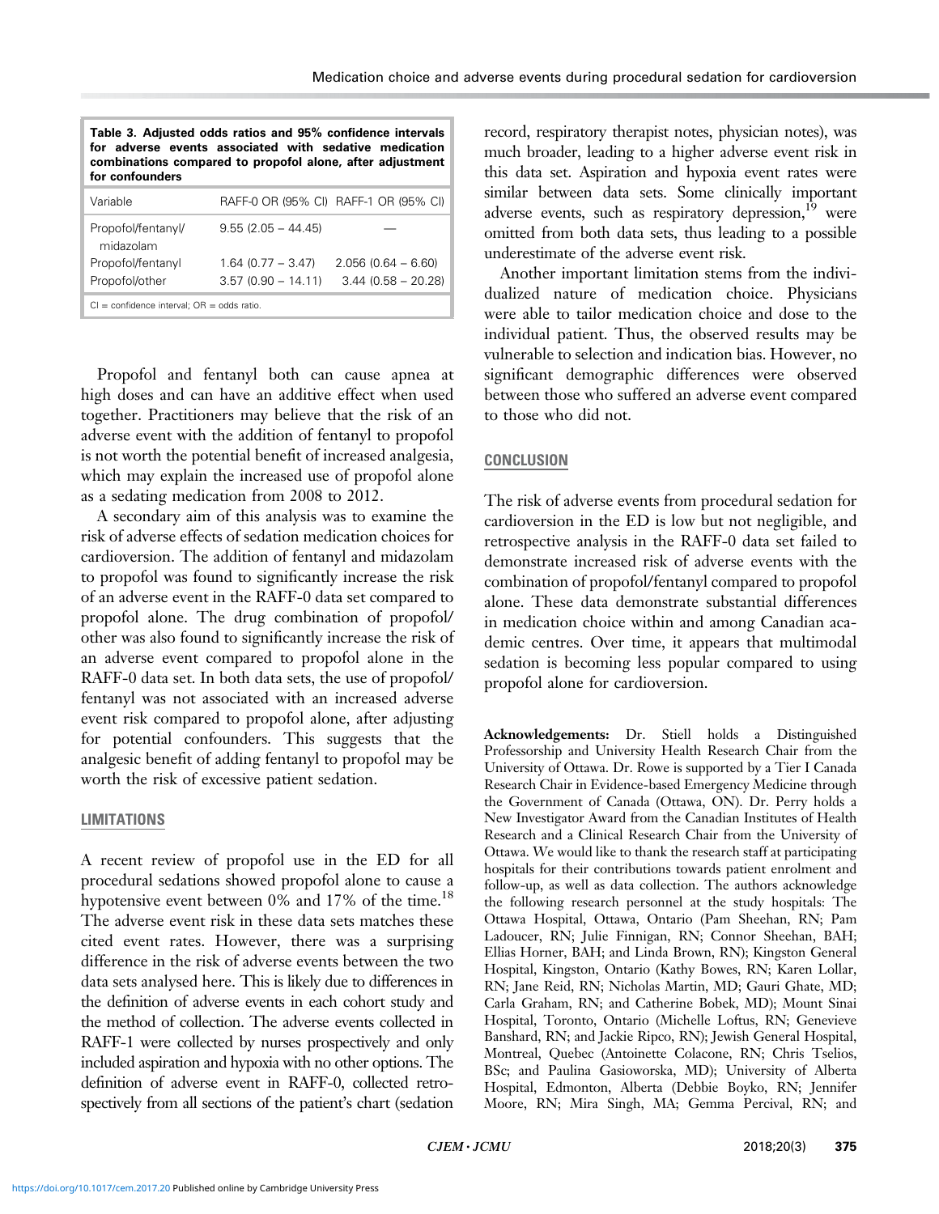**Table 3. Adjusted odds ratios and 95% confidence intervals for adverse events associated with sedative medication combinations compared to propofol alone, after adjustment for confounders**

| Variable | RAFF-0 OR (95% CI) | RAFF-1 OR (95% CI) |
|---|---|---|
| Propofol/fentanyl/ midazolam | 9.55 (2.05 – 44.45) | — |
| Propofol/fentanyl | 1.64 (0.77 – 3.47) | 2.056 (0.64 – 6.60) |
| Propofol/other | 3.57 (0.90 – 14.11) | 3.44 (0.58 – 20.28) |

CI = confidence interval; OR = odds ratio.

Propofol and fentanyl both can cause apnea at high doses and can have an additive effect when used together. Practitioners may believe that the risk of an adverse event with the addition of fentanyl to propofol is not worth the potential benefit of increased analgesia, which may explain the increased use of propofol alone as a sedating medication from 2008 to 2012.

A secondary aim of this analysis was to examine the risk of adverse effects of sedation medication choices for cardioversion. The addition of fentanyl and midazolam to propofol was found to significantly increase the risk of an adverse event in the RAFF-0 data set compared to propofol alone. The drug combination of propofol/other was also found to significantly increase the risk of an adverse event compared to propofol alone in the RAFF-0 data set. In both data sets, the use of propofol/fentanyl was not associated with an increased adverse event risk compared to propofol alone, after adjusting for potential confounders. This suggests that the analgesic benefit of adding fentanyl to propofol may be worth the risk of excessive patient sedation.

## LIMITATIONS

A recent review of propofol use in the ED for all procedural sedations showed propofol alone to cause a hypotensive event between 0% and 17% of the time.[18] The adverse event risk in these data sets matches these cited event rates. However, there was a surprising difference in the risk of adverse events between the two data sets analysed here. This is likely due to differences in the definition of adverse events in each cohort study and the method of collection. The adverse events collected in RAFF-1 were collected by nurses prospectively and only included aspiration and hypoxia with no other options. The definition of adverse event in RAFF-0, collected retrospectively from all sections of the patient's chart (sedation record, respiratory therapist notes, physician notes), was much broader, leading to a higher adverse event risk in this data set. Aspiration and hypoxia event rates were similar between data sets. Some clinically important adverse events, such as respiratory depression,[19] were omitted from both data sets, thus leading to a possible underestimate of the adverse event risk.

Another important limitation stems from the individualized nature of medication choice. Physicians were able to tailor medication choice and dose to the individual patient. Thus, the observed results may be vulnerable to selection and indication bias. However, no significant demographic differences were observed between those who suffered an adverse event compared to those who did not.

## CONCLUSION

The risk of adverse events from procedural sedation for cardioversion in the ED is low but not negligible, and retrospective analysis in the RAFF-0 data set failed to demonstrate increased risk of adverse events with the combination of propofol/fentanyl compared to propofol alone. These data demonstrate substantial differences in medication choice within and among Canadian academic centres. Over time, it appears that multimodal sedation is becoming less popular compared to using propofol alone for cardioversion.

**Acknowledgements:** Dr. Stiell holds a Distinguished Professorship and University Health Research Chair from the University of Ottawa. Dr. Rowe is supported by a Tier I Canada Research Chair in Evidence-based Emergency Medicine through the Government of Canada (Ottawa, ON). Dr. Perry holds a New Investigator Award from the Canadian Institutes of Health Research and a Clinical Research Chair from the University of Ottawa. We would like to thank the research staff at participating hospitals for their contributions towards patient enrolment and follow-up, as well as data collection. The authors acknowledge the following research personnel at the study hospitals: The Ottawa Hospital, Ottawa, Ontario (Pam Sheehan, RN; Pam Ladoucer, RN; Julie Finnigan, RN; Connor Sheehan, BAH; Ellias Horner, BAH; and Linda Brown, RN); Kingston General Hospital, Kingston, Ontario (Kathy Bowes, RN; Karen Lollar, RN; Jane Reid, RN; Nicholas Martin, MD; Gauri Ghate, MD; Carla Graham, RN; and Catherine Bobek, MD); Mount Sinai Hospital, Toronto, Ontario (Michelle Loftus, RN; Genevieve Banshard, RN; and Jackie Ripco, RN); Jewish General Hospital, Montreal, Quebec (Antoinette Colacone, RN; Chris Tselios, BSc; and Paulina Gasioworska, MD); University of Alberta Hospital, Edmonton, Alberta (Debbie Boyko, RN; Jennifer Moore, RN; Mira Singh, MA; Gemma Percival, RN; and

https://doi.org/10.1017/cem.2017.20 Published online by Cambridge University Press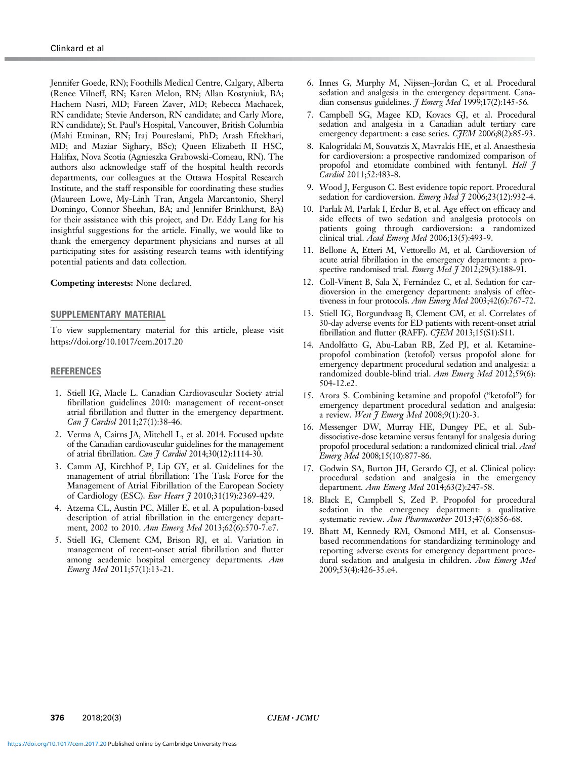Jennifer Goede, RN); Foothills Medical Centre, Calgary, Alberta (Renee Vilneff, RN; Karen Melon, RN; Allan Kostyniuk, BA; Hachem Nasri, MD; Fareen Zaver, MD; Rebecca Machacek, RN candidate; Stevie Anderson, RN candidate; and Carly More, RN candidate); St. Paul's Hospital, Vancouver, British Columbia (Mahi Etminan, RN; Iraj Poureslami, PhD; Arash Eftekhari, MD; and Maziar Sighary, BSc); Queen Elizabeth II HSC, Halifax, Nova Scotia (Agnieszka Grabowski-Comeau, RN). The authors also acknowledge staff of the hospital health records departments, our colleagues at the Ottawa Hospital Research Institute, and the staff responsible for coordinating these studies (Maureen Lowe, My-Linh Tran, Angela Marcantonio, Sheryl Domingo, Connor Sheehan, BA; and Jennifer Brinkhurst, BA) for their assistance with this project, and Dr. Eddy Lang for his insightful suggestions for the article. Finally, we would like to thank the emergency department physicians and nurses at all participating sites for assisting research teams with identifying potential patients and data collection.

**Competing interests:** None declared.

## SUPPLEMENTARY MATERIAL

To view supplementary material for this article, please visit https://doi.org/10.1017/cem.2017.20

## REFERENCES

1. Stiell IG, Macle L. Canadian Cardiovascular Society atrial fibrillation guidelines 2010: management of recent-onset atrial fibrillation and flutter in the emergency department. *Can J Cardiol* 2011;27(1):38-46.
2. Verma A, Cairns JA, Mitchell L, et al. 2014. Focused update of the Canadian cardiovascular guidelines for the management of atrial fibrillation. *Can J Cardiol* 2014;30(12):1114-30.
3. Camm AJ, Kirchhof P, Lip GY, et al. Guidelines for the management of atrial fibrillation: The Task Force for the Management of Atrial Fibrillation of the European Society of Cardiology (ESC). *Eur Heart J* 2010;31(19):2369-429.
4. Atzema CL, Austin PC, Miller E, et al. A population-based description of atrial fibrillation in the emergency department, 2002 to 2010. *Ann Emerg Med* 2013;62(6):570-7.e7.
5. Stiell IG, Clement CM, Brison RJ, et al. Variation in management of recent-onset atrial fibrillation and flutter among academic hospital emergency departments. *Ann Emerg Med* 2011;57(1):13-21.
6. Innes G, Murphy M, Nijssen–Jordan C, et al. Procedural sedation and analgesia in the emergency department. Canadian consensus guidelines. *J Emerg Med* 1999;17(2):145-56.
7. Campbell SG, Magee KD, Kovacs GJ, et al. Procedural sedation and analgesia in a Canadian adult tertiary care emergency department: a case series. *CJEM* 2006;8(2):85-93.
8. Kalogridaki M, Souvatzis X, Mavrakis HE, et al. Anaesthesia for cardioversion: a prospective randomized comparison of propofol and etomidate combined with fentanyl. *Hell J Cardiol* 2011;52:483-8.
9. Wood J, Ferguson C. Best evidence topic report. Procedural sedation for cardioversion. *Emerg Med J* 2006;23(12):932-4.
10. Parlak M, Parlak I, Erdur B, et al. Age effect on efficacy and side effects of two sedation and analgesia protocols on patients going through cardioversion: a randomized clinical trial. *Acad Emerg Med* 2006;13(5):493-9.
11. Bellone A, Etteri M, Vettorello M, et al. Cardioversion of acute atrial fibrillation in the emergency department: a prospective randomised trial. *Emerg Med J* 2012;29(3):188-91.
12. Coll-Vinent B, Sala X, Fernández C, et al. Sedation for cardioversion in the emergency department: analysis of effectiveness in four protocols. *Ann Emerg Med* 2003;42(6):767-72.
13. Stiell IG, Borgundvaag B, Clement CM, et al. Correlates of 30-day adverse events for ED patients with recent-onset atrial fibrillation and flutter (RAFF). *CJEM* 2013;15(S1):S11.
14. Andolfatto G, Abu-Laban RB, Zed PJ, et al. Ketamine-propofol combination (ketofol) versus propofol alone for emergency department procedural sedation and analgesia: a randomized double-blind trial. *Ann Emerg Med* 2012;59(6): 504-12.e2.
15. Arora S. Combining ketamine and propofol ("ketofol") for emergency department procedural sedation and analgesia: a review. *West J Emerg Med* 2008;9(1):20-3.
16. Messenger DW, Murray HE, Dungey PE, et al. Subdissociative-dose ketamine versus fentanyl for analgesia during propofol procedural sedation: a randomized clinical trial. *Acad Emerg Med* 2008;15(10):877-86.
17. Godwin SA, Burton JH, Gerardo CJ, et al. Clinical policy: procedural sedation and analgesia in the emergency department. *Ann Emerg Med* 2014;63(2):247-58.
18. Black E, Campbell S, Zed P. Propofol for procedural sedation in the emergency department: a qualitative systematic review. *Ann Pharmacother* 2013;47(6):856-68.
19. Bhatt M, Kennedy RM, Osmond MH, et al. Consensus-based recommendations for standardizing terminology and reporting adverse events for emergency department procedural sedation and analgesia in children. *Ann Emerg Med* 2009;53(4):426-35.e4.